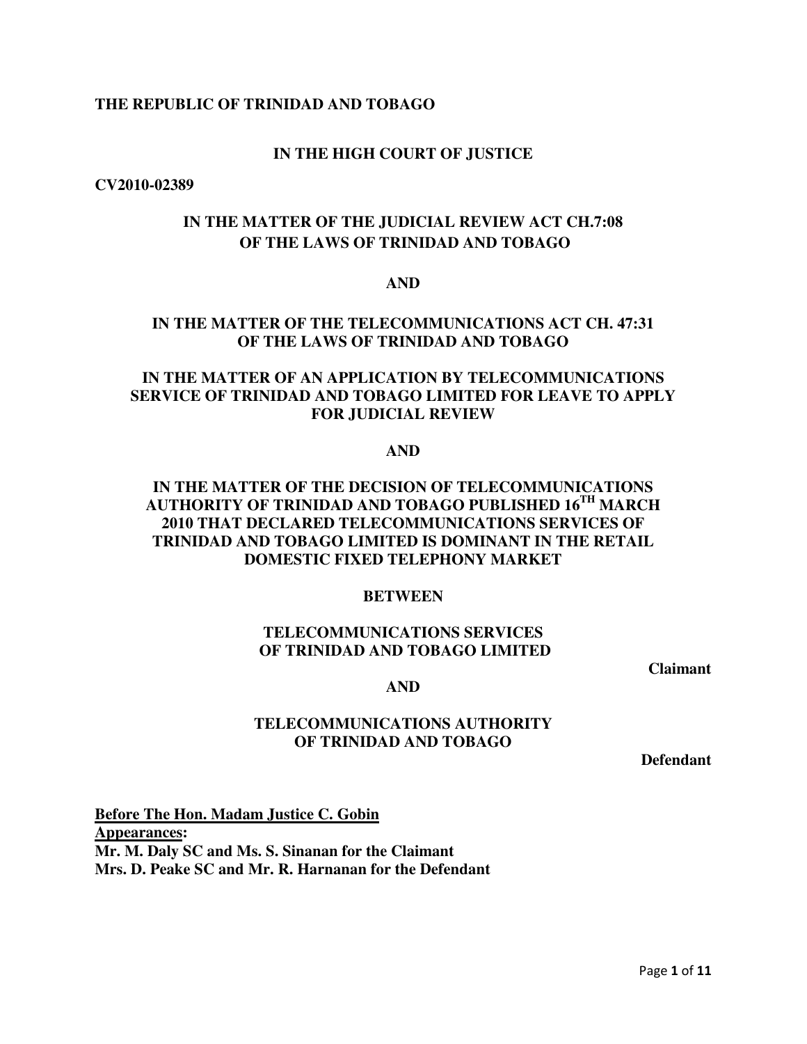**THE REPUBLIC OF TRINIDAD AND TOBAGO**

**IN THE HIGH COURT OF JUSTICE**

**CV2010-02389**

**IN THE MATTER OF THE JUDICIAL REVIEW ACT CH.7:08 OF THE LAWS OF TRINIDAD AND TOBAGO**

**AND**

**IN THE MATTER OF THE TELECOMMUNICATIONS ACT CH. 47:31 OF THE LAWS OF TRINIDAD AND TOBAGO**

**IN THE MATTER OF AN APPLICATION BY TELECOMMUNICATIONS SERVICE OF TRINIDAD AND TOBAGO LIMITED FOR LEAVE TO APPLY FOR JUDICIAL REVIEW**

**AND**

**IN THE MATTER OF THE DECISION OF TELECOMMUNICATIONS AUTHORITY OF TRINIDAD AND TOBAGO PUBLISHED 16TH MARCH 2010 THAT DECLARED TELECOMMUNICATIONS SERVICES OF TRINIDAD AND TOBAGO LIMITED IS DOMINANT IN THE RETAIL DOMESTIC FIXED TELEPHONY MARKET**

**BETWEEN**

**TELECOMMUNICATIONS SERVICES OF TRINIDAD AND TOBAGO LIMITED**

**Claimant**

**AND**

**TELECOMMUNICATIONS AUTHORITY OF TRINIDAD AND TOBAGO**

**Defendant**

**Before The Hon. Madam Justice C. Gobin**

**Appearances:**

**Mr. M. Daly SC and Ms. S. Sinanan for the Claimant**

**Mrs. D. Peake SC and Mr. R. Harnanan for the Defendant**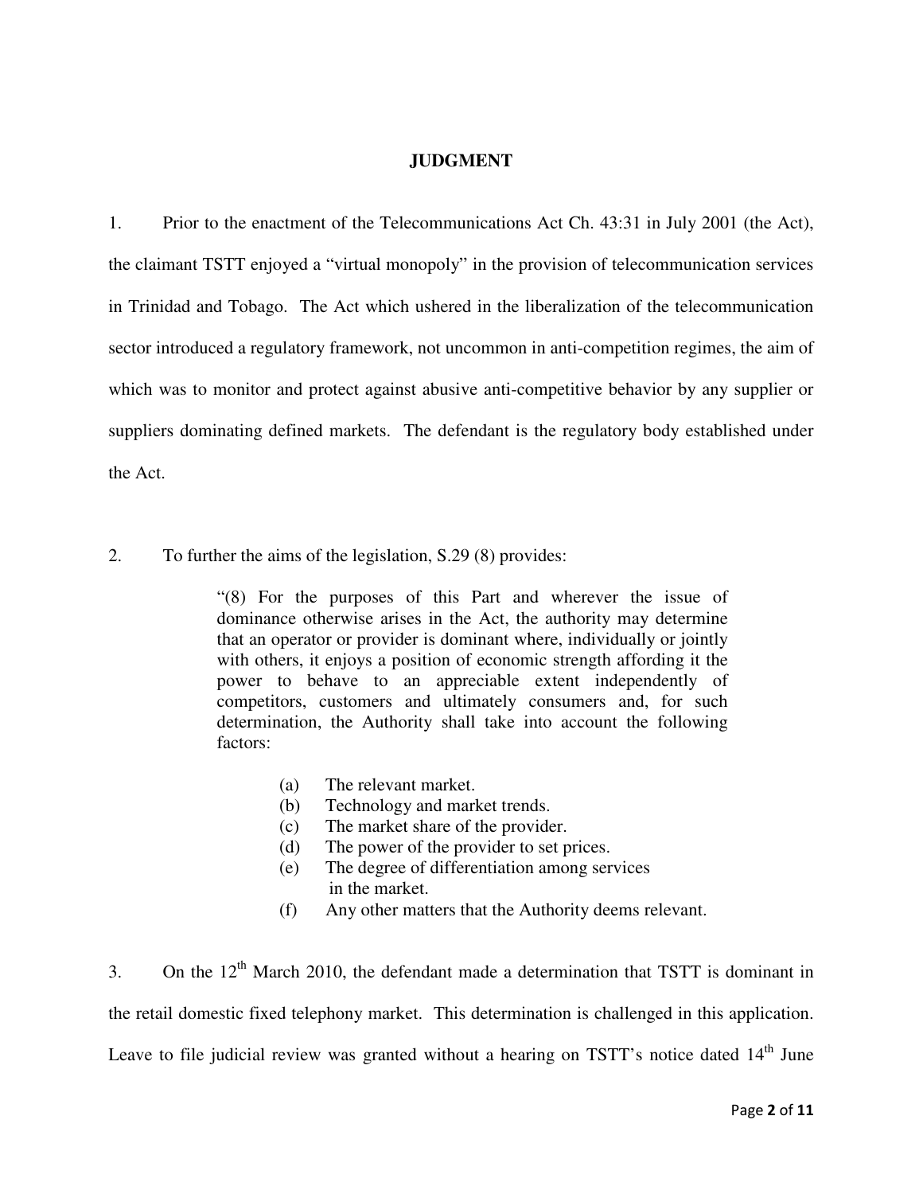## JUDGMENT

1. Prior to the enactment of the Telecommunications Act Ch. 43:31 in July 2001 (the Act), the claimant TSTT enjoyed a "virtual monopoly" in the provision of telecommunication services in Trinidad and Tobago. The Act which ushered in the liberalization of the telecommunication sector introduced a regulatory framework, not uncommon in anti-competition regimes, the aim of which was to monitor and protect against abusive anti-competitive behavior by any supplier or suppliers dominating defined markets. The defendant is the regulatory body established under the Act.

2. To further the aims of the legislation, S.29 (8) provides:

> "(8) For the purposes of this Part and wherever the issue of dominance otherwise arises in the Act, the authority may determine that an operator or provider is dominant where, individually or jointly with others, it enjoys a position of economic strength affording it the power to behave to an appreciable extent independently of competitors, customers and ultimately consumers and, for such determination, the Authority shall take into account the following factors:
>
> (a) The relevant market.
> (b) Technology and market trends.
> (c) The market share of the provider.
> (d) The power of the provider to set prices.
> (e) The degree of differentiation among services in the market.
> (f) Any other matters that the Authority deems relevant.

3. On the 12th March 2010, the defendant made a determination that TSTT is dominant in the retail domestic fixed telephony market. This determination is challenged in this application. Leave to file judicial review was granted without a hearing on TSTT's notice dated 14th June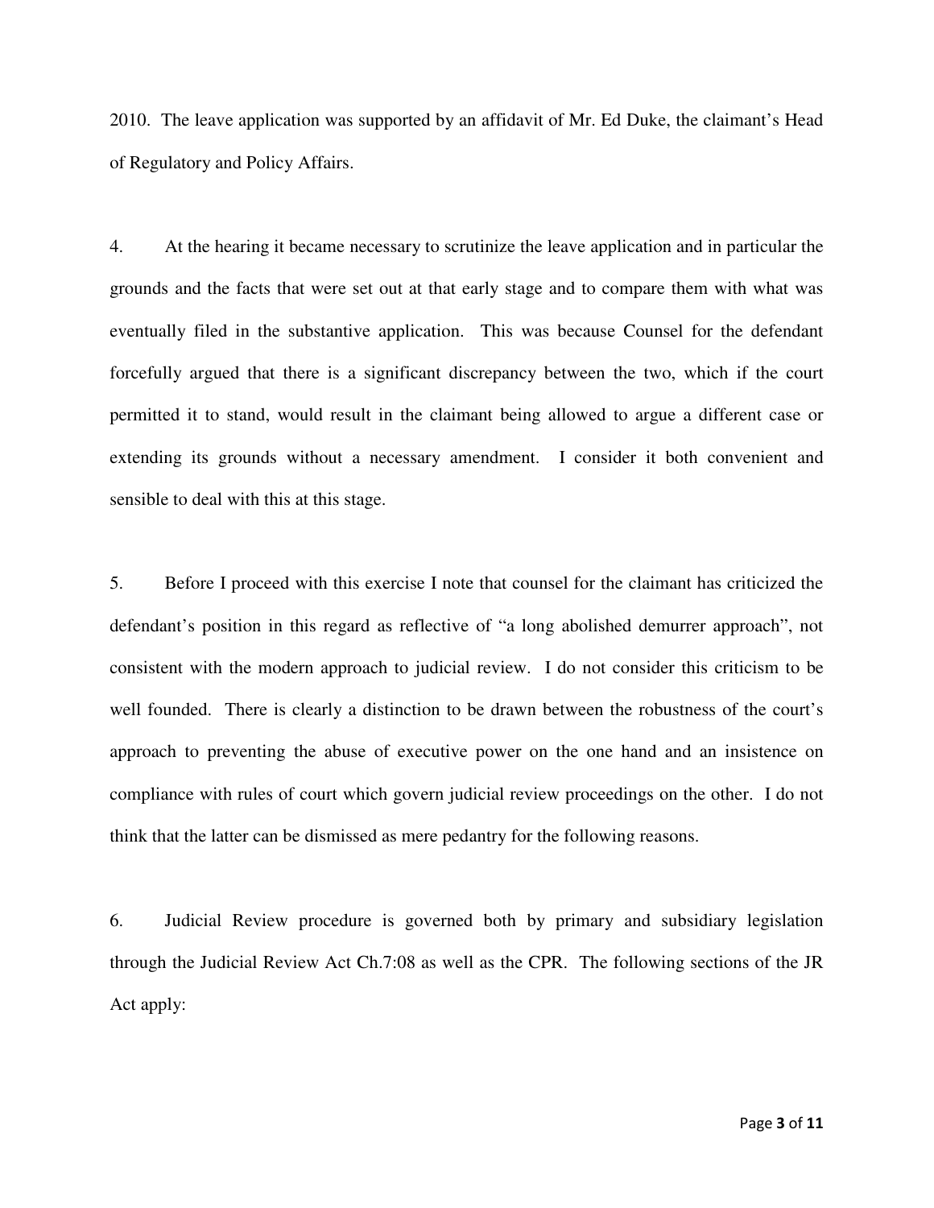2010. The leave application was supported by an affidavit of Mr. Ed Duke, the claimant's Head of Regulatory and Policy Affairs.

4. At the hearing it became necessary to scrutinize the leave application and in particular the grounds and the facts that were set out at that early stage and to compare them with what was eventually filed in the substantive application. This was because Counsel for the defendant forcefully argued that there is a significant discrepancy between the two, which if the court permitted it to stand, would result in the claimant being allowed to argue a different case or extending its grounds without a necessary amendment. I consider it both convenient and sensible to deal with this at this stage.

5. Before I proceed with this exercise I note that counsel for the claimant has criticized the defendant's position in this regard as reflective of "a long abolished demurrer approach", not consistent with the modern approach to judicial review. I do not consider this criticism to be well founded. There is clearly a distinction to be drawn between the robustness of the court's approach to preventing the abuse of executive power on the one hand and an insistence on compliance with rules of court which govern judicial review proceedings on the other. I do not think that the latter can be dismissed as mere pedantry for the following reasons.

6. Judicial Review procedure is governed both by primary and subsidiary legislation through the Judicial Review Act Ch.7:08 as well as the CPR. The following sections of the JR Act apply: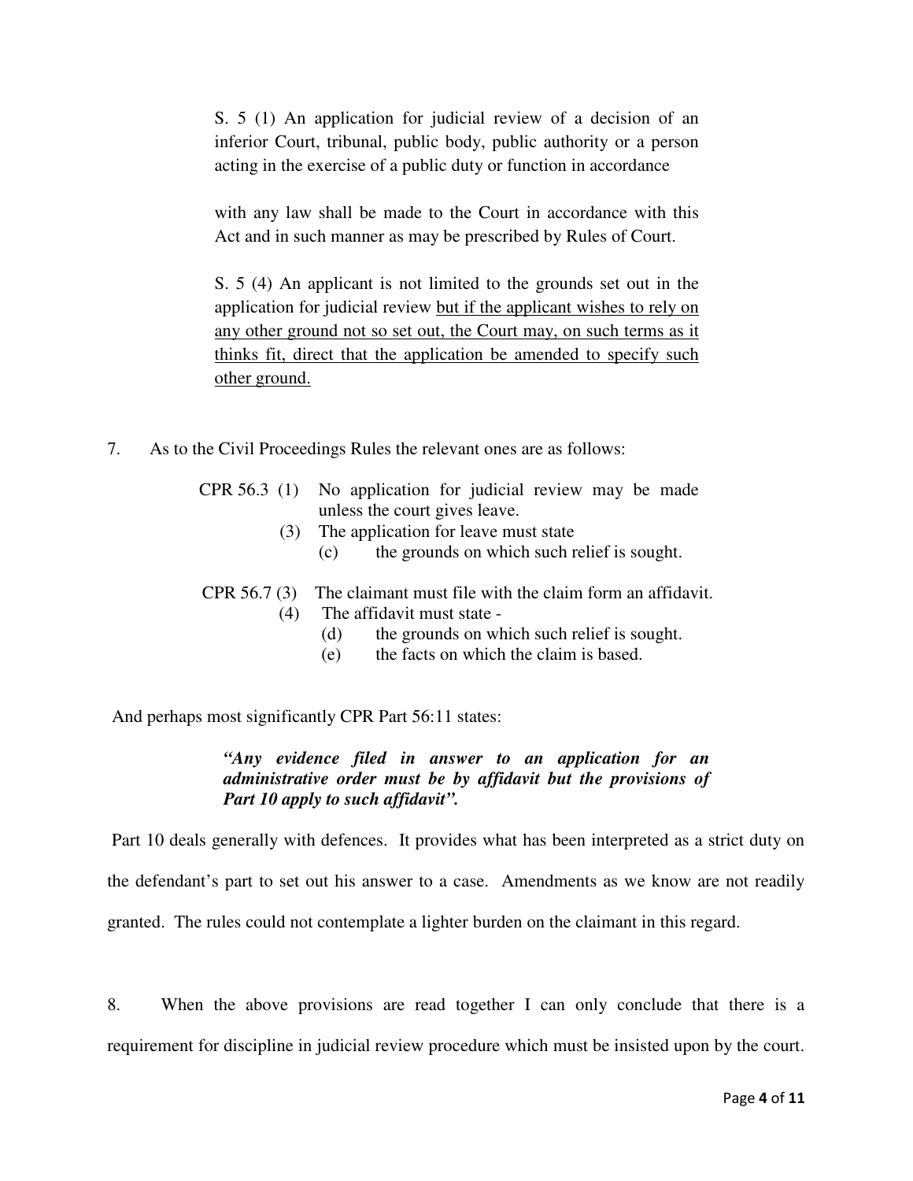> S. 5 (1) An application for judicial review of a decision of an inferior Court, tribunal, public body, public authority or a person acting in the exercise of a public duty or function in accordance
>
> with any law shall be made to the Court in accordance with this Act and in such manner as may be prescribed by Rules of Court.
>
> S. 5 (4) An applicant is not limited to the grounds set out in the application for judicial review <u>but if the applicant wishes to rely on any other ground not so set out, the Court may, on such terms as it thinks fit, direct that the application be amended to specify such other ground.</u>

7. As to the Civil Proceedings Rules the relevant ones are as follows:

> CPR 56.3 (1) No application for judicial review may be made unless the court gives leave.
>
> (3) The application for leave must state
>
> (c) the grounds on which such relief is sought.
>
> CPR 56.7 (3) The claimant must file with the claim form an affidavit.
>
> (4) The affidavit must state -
>
> (d) the grounds on which such relief is sought.
>
> (e) the facts on which the claim is based.

And perhaps most significantly CPR Part 56:11 states:

> ***"Any evidence filed in answer to an application for an administrative order must be by affidavit but the provisions of Part 10 apply to such affidavit".***

Part 10 deals generally with defences. It provides what has been interpreted as a strict duty on the defendant's part to set out his answer to a case. Amendments as we know are not readily granted. The rules could not contemplate a lighter burden on the claimant in this regard.

8. When the above provisions are read together I can only conclude that there is a requirement for discipline in judicial review procedure which must be insisted upon by the court.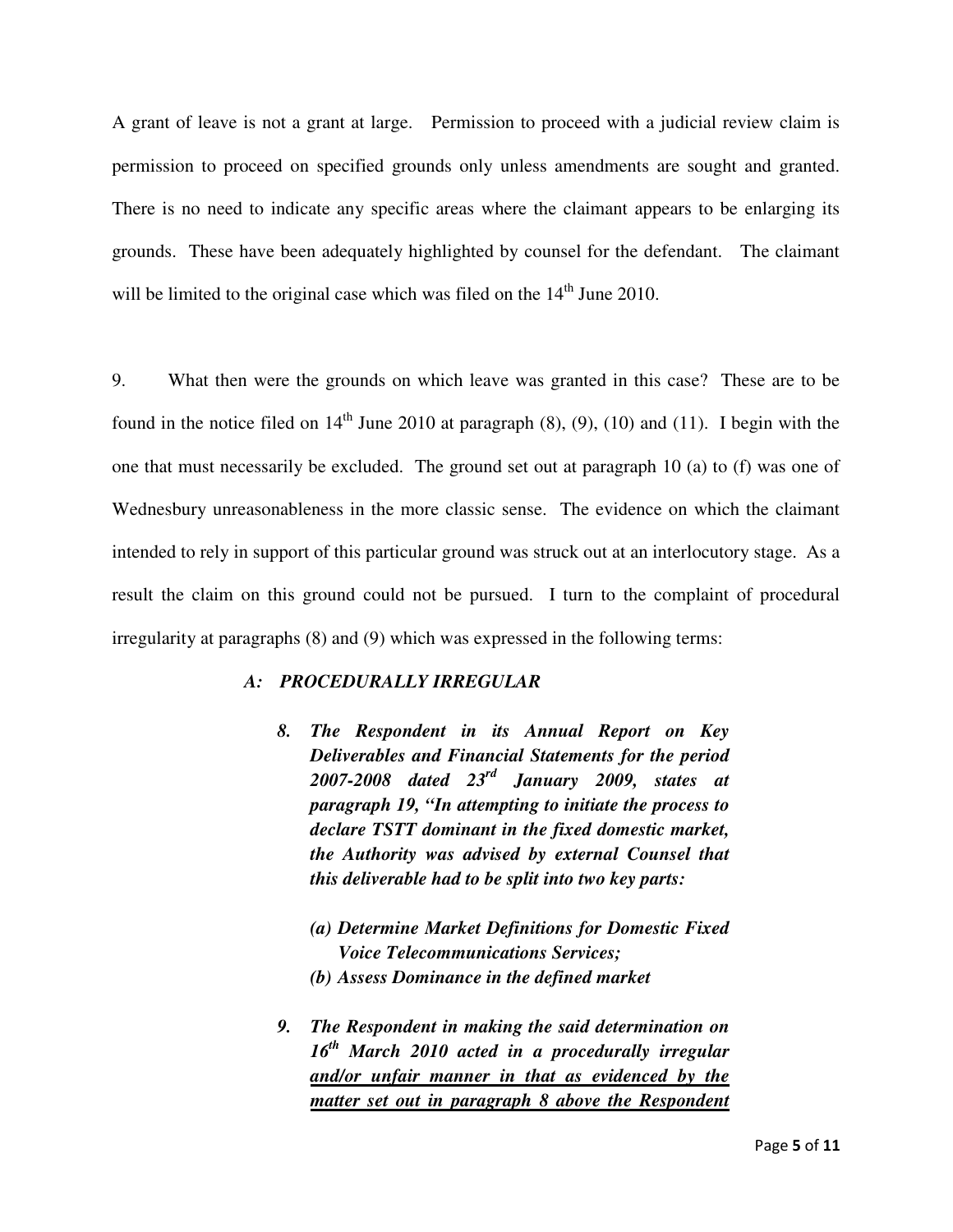A grant of leave is not a grant at large. Permission to proceed with a judicial review claim is permission to proceed on specified grounds only unless amendments are sought and granted. There is no need to indicate any specific areas where the claimant appears to be enlarging its grounds. These have been adequately highlighted by counsel for the defendant. The claimant will be limited to the original case which was filed on the 14th June 2010.

9. What then were the grounds on which leave was granted in this case? These are to be found in the notice filed on 14th June 2010 at paragraph (8), (9), (10) and (11). I begin with the one that must necessarily be excluded. The ground set out at paragraph 10 (a) to (f) was one of Wednesbury unreasonableness in the more classic sense. The evidence on which the claimant intended to rely in support of this particular ground was struck out at an interlocutory stage. As a result the claim on this ground could not be pursued. I turn to the complaint of procedural irregularity at paragraphs (8) and (9) which was expressed in the following terms:

> ***A: PROCEDURALLY IRREGULAR***
>
> ***8. The Respondent in its Annual Report on Key Deliverables and Financial Statements for the period 2007-2008 dated 23rd January 2009, states at paragraph 19, "In attempting to initiate the process to declare TSTT dominant in the fixed domestic market, the Authority was advised by external Counsel that this deliverable had to be split into two key parts:***
>
> ***(a) Determine Market Definitions for Domestic Fixed Voice Telecommunications Services;***
> ***(b) Assess Dominance in the defined market***
>
> ***9. The Respondent in making the said determination on 16th March 2010 acted in a procedurally irregular <u>and/or unfair manner in that as evidenced by the matter set out in paragraph 8 above the Respondent</u>***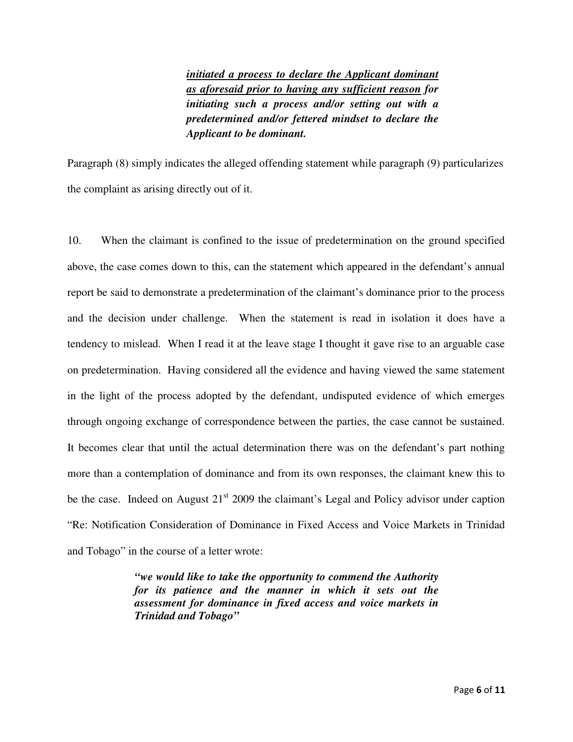> ***<u>initiated a process to declare the Applicant dominant as aforesaid prior to having any sufficient reason</u> for initiating such a process and/or setting out with a predetermined and/or fettered mindset to declare the Applicant to be dominant.***

Paragraph (8) simply indicates the alleged offending statement while paragraph (9) particularizes the complaint as arising directly out of it.

10. When the claimant is confined to the issue of predetermination on the ground specified above, the case comes down to this, can the statement which appeared in the defendant's annual report be said to demonstrate a predetermination of the claimant's dominance prior to the process and the decision under challenge. When the statement is read in isolation it does have a tendency to mislead. When I read it at the leave stage I thought it gave rise to an arguable case on predetermination. Having considered all the evidence and having viewed the same statement in the light of the process adopted by the defendant, undisputed evidence of which emerges through ongoing exchange of correspondence between the parties, the case cannot be sustained. It becomes clear that until the actual determination there was on the defendant's part nothing more than a contemplation of dominance and from its own responses, the claimant knew this to be the case. Indeed on August 21st 2009 the claimant's Legal and Policy advisor under caption "Re: Notification Consideration of Dominance in Fixed Access and Voice Markets in Trinidad and Tobago" in the course of a letter wrote:

> ***"we would like to take the opportunity to commend the Authority for its patience and the manner in which it sets out the assessment for dominance in fixed access and voice markets in Trinidad and Tobago"***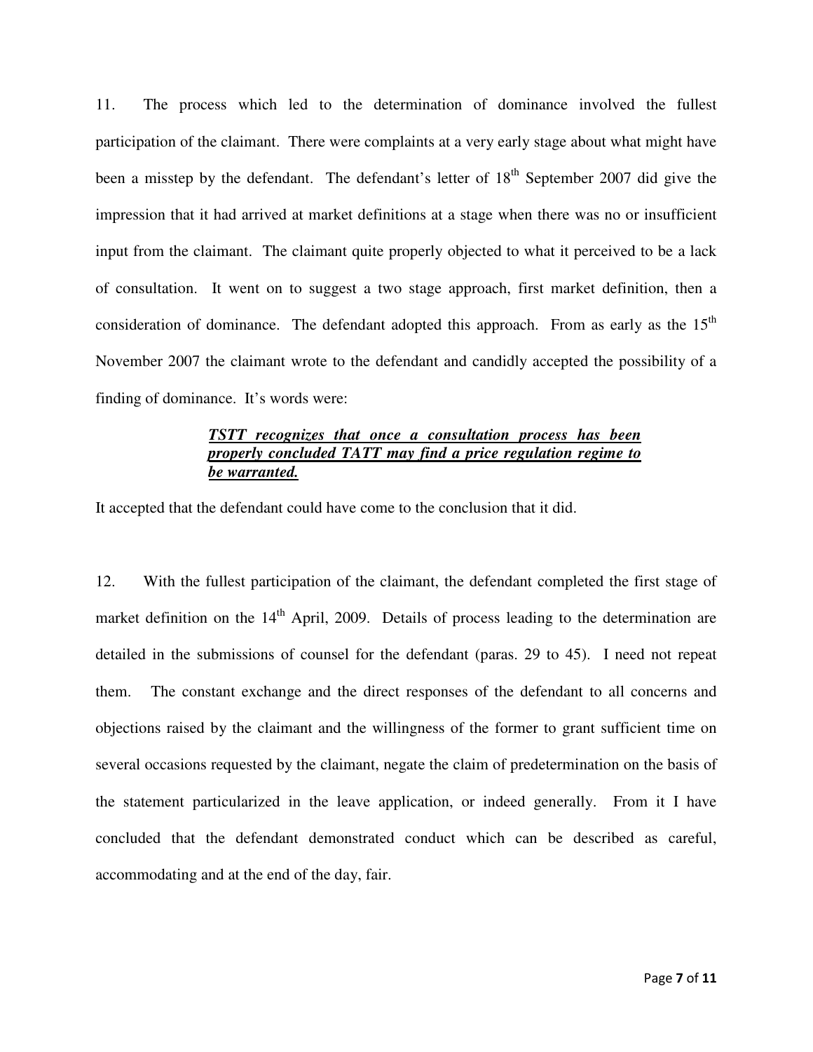11. The process which led to the determination of dominance involved the fullest participation of the claimant. There were complaints at a very early stage about what might have been a misstep by the defendant. The defendant's letter of 18th September 2007 did give the impression that it had arrived at market definitions at a stage when there was no or insufficient input from the claimant. The claimant quite properly objected to what it perceived to be a lack of consultation. It went on to suggest a two stage approach, first market definition, then a consideration of dominance. The defendant adopted this approach. From as early as the 15th November 2007 the claimant wrote to the defendant and candidly accepted the possibility of a finding of dominance. It's words were:

> ***TSTT recognizes that once a consultation process has been properly concluded TATT may find a price regulation regime to be warranted.***

It accepted that the defendant could have come to the conclusion that it did.

12. With the fullest participation of the claimant, the defendant completed the first stage of market definition on the 14th April, 2009. Details of process leading to the determination are detailed in the submissions of counsel for the defendant (paras. 29 to 45). I need not repeat them. The constant exchange and the direct responses of the defendant to all concerns and objections raised by the claimant and the willingness of the former to grant sufficient time on several occasions requested by the claimant, negate the claim of predetermination on the basis of the statement particularized in the leave application, or indeed generally. From it I have concluded that the defendant demonstrated conduct which can be described as careful, accommodating and at the end of the day, fair.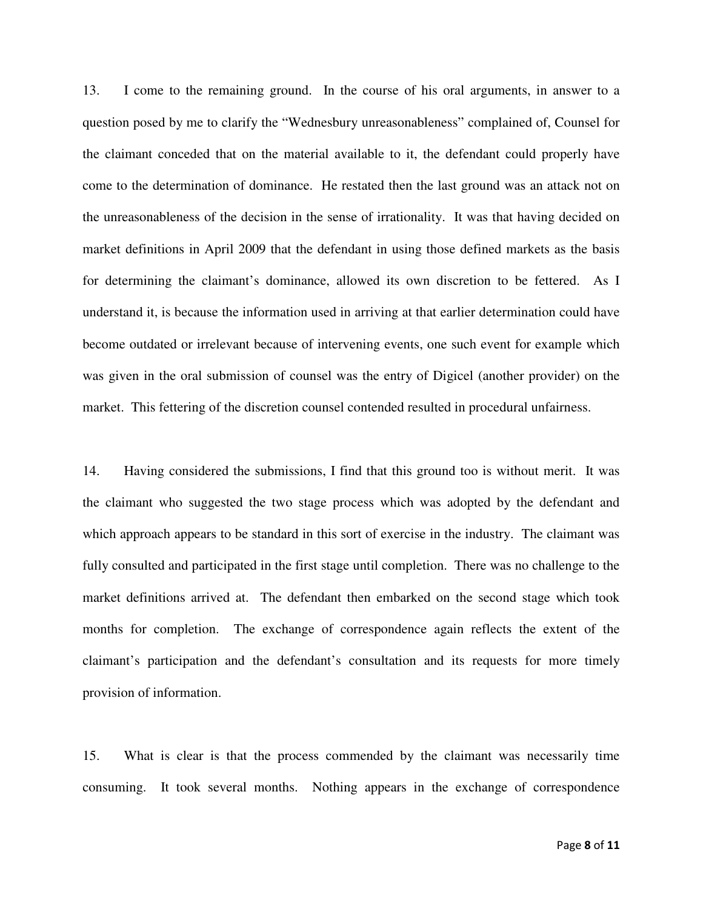13. I come to the remaining ground. In the course of his oral arguments, in answer to a question posed by me to clarify the "Wednesbury unreasonableness" complained of, Counsel for the claimant conceded that on the material available to it, the defendant could properly have come to the determination of dominance. He restated then the last ground was an attack not on the unreasonableness of the decision in the sense of irrationality. It was that having decided on market definitions in April 2009 that the defendant in using those defined markets as the basis for determining the claimant's dominance, allowed its own discretion to be fettered. As I understand it, is because the information used in arriving at that earlier determination could have become outdated or irrelevant because of intervening events, one such event for example which was given in the oral submission of counsel was the entry of Digicel (another provider) on the market. This fettering of the discretion counsel contended resulted in procedural unfairness.

14. Having considered the submissions, I find that this ground too is without merit. It was the claimant who suggested the two stage process which was adopted by the defendant and which approach appears to be standard in this sort of exercise in the industry. The claimant was fully consulted and participated in the first stage until completion. There was no challenge to the market definitions arrived at. The defendant then embarked on the second stage which took months for completion. The exchange of correspondence again reflects the extent of the claimant's participation and the defendant's consultation and its requests for more timely provision of information.

15. What is clear is that the process commended by the claimant was necessarily time consuming. It took several months. Nothing appears in the exchange of correspondence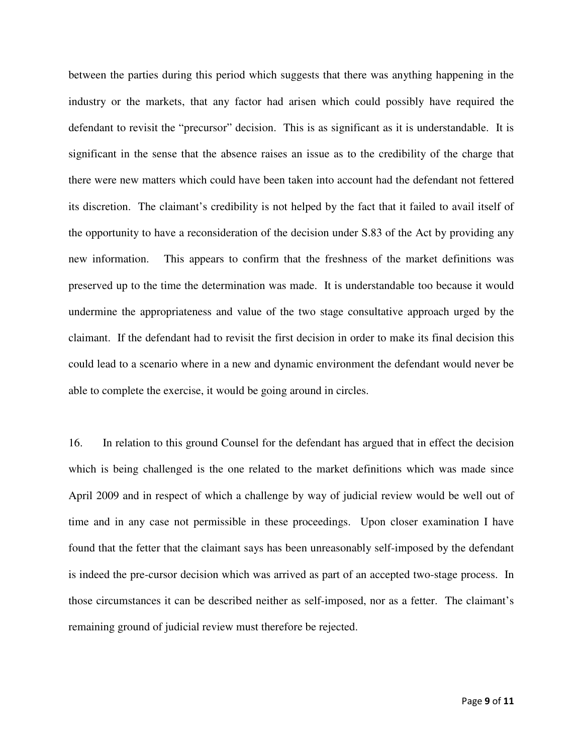between the parties during this period which suggests that there was anything happening in the industry or the markets, that any factor had arisen which could possibly have required the defendant to revisit the "precursor" decision. This is as significant as it is understandable. It is significant in the sense that the absence raises an issue as to the credibility of the charge that there were new matters which could have been taken into account had the defendant not fettered its discretion. The claimant's credibility is not helped by the fact that it failed to avail itself of the opportunity to have a reconsideration of the decision under S.83 of the Act by providing any new information. This appears to confirm that the freshness of the market definitions was preserved up to the time the determination was made. It is understandable too because it would undermine the appropriateness and value of the two stage consultative approach urged by the claimant. If the defendant had to revisit the first decision in order to make its final decision this could lead to a scenario where in a new and dynamic environment the defendant would never be able to complete the exercise, it would be going around in circles.

16. In relation to this ground Counsel for the defendant has argued that in effect the decision which is being challenged is the one related to the market definitions which was made since April 2009 and in respect of which a challenge by way of judicial review would be well out of time and in any case not permissible in these proceedings. Upon closer examination I have found that the fetter that the claimant says has been unreasonably self-imposed by the defendant is indeed the pre-cursor decision which was arrived as part of an accepted two-stage process. In those circumstances it can be described neither as self-imposed, nor as a fetter. The claimant's remaining ground of judicial review must therefore be rejected.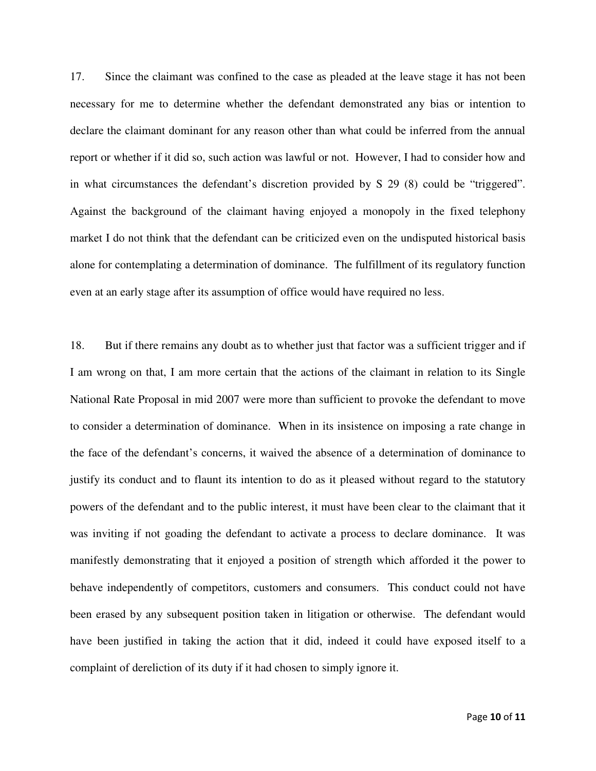17. Since the claimant was confined to the case as pleaded at the leave stage it has not been necessary for me to determine whether the defendant demonstrated any bias or intention to declare the claimant dominant for any reason other than what could be inferred from the annual report or whether if it did so, such action was lawful or not. However, I had to consider how and in what circumstances the defendant's discretion provided by S 29 (8) could be "triggered". Against the background of the claimant having enjoyed a monopoly in the fixed telephony market I do not think that the defendant can be criticized even on the undisputed historical basis alone for contemplating a determination of dominance. The fulfillment of its regulatory function even at an early stage after its assumption of office would have required no less.

18. But if there remains any doubt as to whether just that factor was a sufficient trigger and if I am wrong on that, I am more certain that the actions of the claimant in relation to its Single National Rate Proposal in mid 2007 were more than sufficient to provoke the defendant to move to consider a determination of dominance. When in its insistence on imposing a rate change in the face of the defendant's concerns, it waived the absence of a determination of dominance to justify its conduct and to flaunt its intention to do as it pleased without regard to the statutory powers of the defendant and to the public interest, it must have been clear to the claimant that it was inviting if not goading the defendant to activate a process to declare dominance. It was manifestly demonstrating that it enjoyed a position of strength which afforded it the power to behave independently of competitors, customers and consumers. This conduct could not have been erased by any subsequent position taken in litigation or otherwise. The defendant would have been justified in taking the action that it did, indeed it could have exposed itself to a complaint of dereliction of its duty if it had chosen to simply ignore it.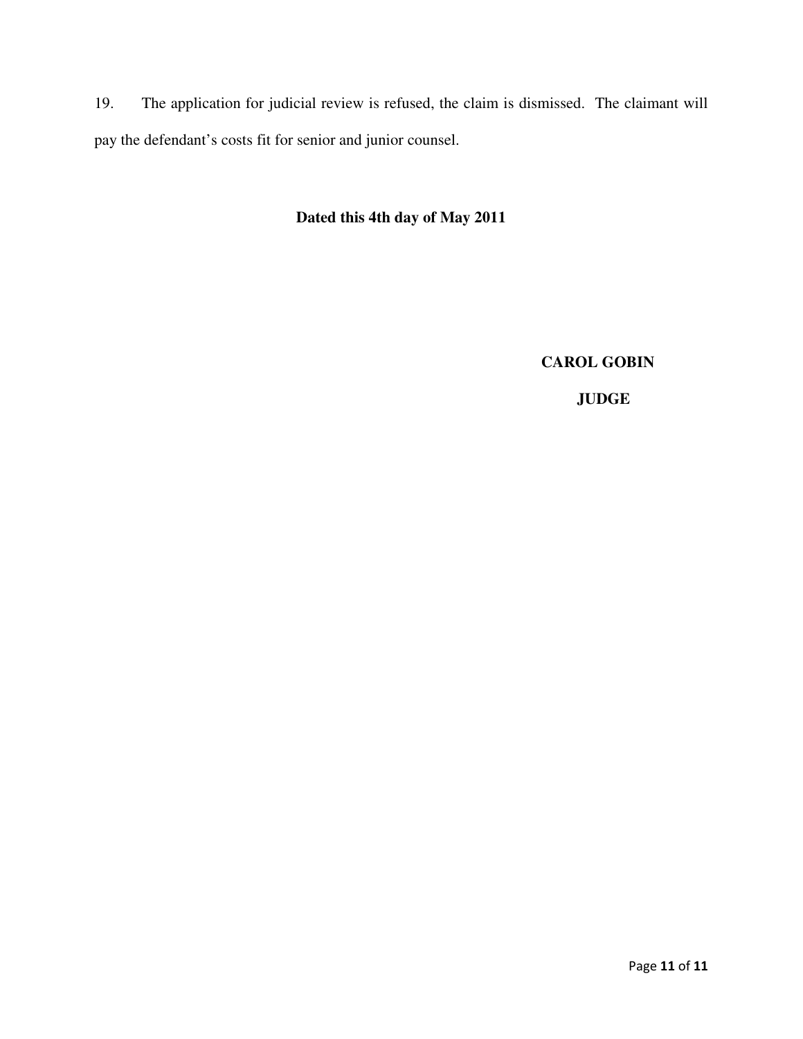19. The application for judicial review is refused, the claim is dismissed. The claimant will pay the defendant's costs fit for senior and junior counsel.

**Dated this 4th day of May 2011**

**CAROL GOBIN**

**JUDGE**